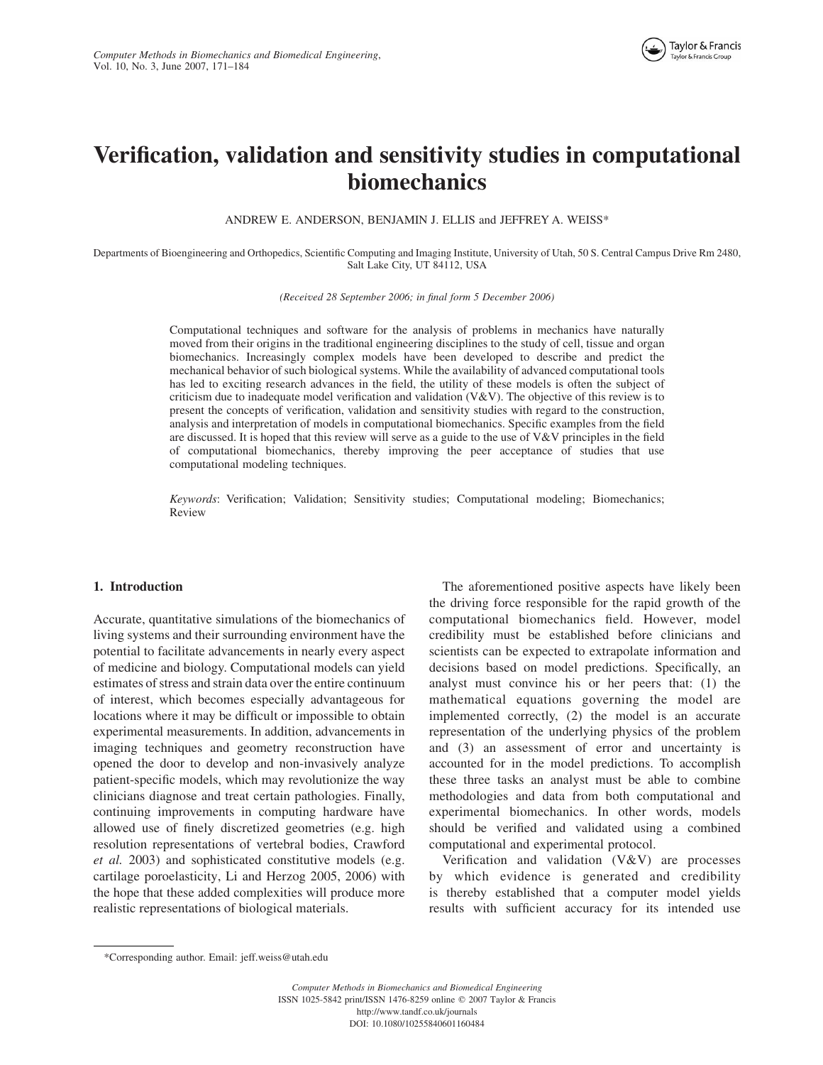# Verification, validation and sensitivity studies in computational biomechanics

ANDREW E. ANDERSON, BENJAMIN J. ELLIS and JEFFREY A. WEISS*

Departments of Bioengineering and Orthopedics, Scientific Computing and Imaging Institute, University of Utah, 50 S. Central Campus Drive Rm 2480, Salt Lake City, UT 84112, USA

*(Received 28 September 2006; in final form 5 December 2006)*

Computational techniques and software for the analysis of problems in mechanics have naturally moved from their origins in the traditional engineering disciplines to the study of cell, tissue and organ biomechanics. Increasingly complex models have been developed to describe and predict the mechanical behavior of such biological systems. While the availability of advanced computational tools has led to exciting research advances in the field, the utility of these models is often the subject of criticism due to inadequate model verification and validation (V&V). The objective of this review is to present the concepts of verification, validation and sensitivity studies with regard to the construction, analysis and interpretation of models in computational biomechanics. Specific examples from the field are discussed. It is hoped that this review will serve as a guide to the use of V&V principles in the field of computational biomechanics, thereby improving the peer acceptance of studies that use computational modeling techniques.

*Keywords*: Verification; Validation; Sensitivity studies; Computational modeling; Biomechanics; Review

## 1. Introduction

Accurate, quantitative simulations of the biomechanics of living systems and their surrounding environment have the potential to facilitate advancements in nearly every aspect of medicine and biology. Computational models can yield estimates of stress and strain data over the entire continuum of interest, which becomes especially advantageous for locations where it may be difficult or impossible to obtain experimental measurements. In addition, advancements in imaging techniques and geometry reconstruction have opened the door to develop and non-invasively analyze patient-specific models, which may revolutionize the way clinicians diagnose and treat certain pathologies. Finally, continuing improvements in computing hardware have allowed use of finely discretized geometries (e.g. high resolution representations of vertebral bodies, Crawford *et al.* 2003) and sophisticated constitutive models (e.g. cartilage poroelasticity, Li and Herzog 2005, 2006) with the hope that these added complexities will produce more realistic representations of biological materials.

The aforementioned positive aspects have likely been the driving force responsible for the rapid growth of the computational biomechanics field. However, model credibility must be established before clinicians and scientists can be expected to extrapolate information and decisions based on model predictions. Specifically, an analyst must convince his or her peers that: (1) the mathematical equations governing the model are implemented correctly, (2) the model is an accurate representation of the underlying physics of the problem and (3) an assessment of error and uncertainty is accounted for in the model predictions. To accomplish these three tasks an analyst must be able to combine methodologies and data from both computational and experimental biomechanics. In other words, models should be verified and validated using a combined computational and experimental protocol.

Verification and validation (V&V) are processes by which evidence is generated and credibility is thereby established that a computer model yields results with sufficient accuracy for its intended use

*Corresponding author. Email: jeff.weiss@utah.edu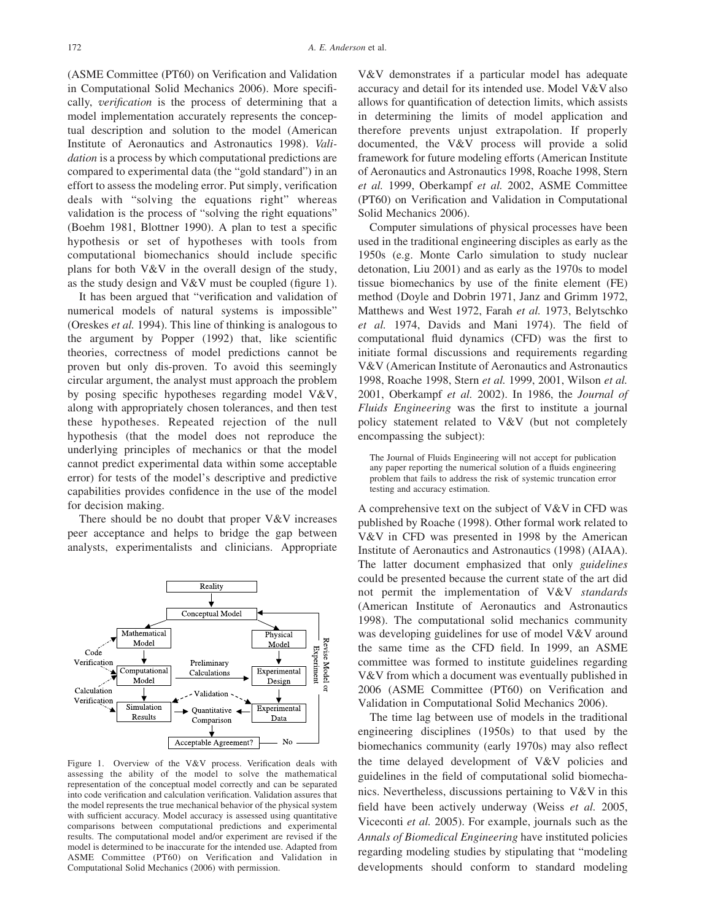(ASME Committee (PT60) on Verification and Validation in Computational Solid Mechanics 2006). More specifically, *verification* is the process of determining that a model implementation accurately represents the conceptual description and solution to the model (American Institute of Aeronautics and Astronautics 1998). *Validation* is a process by which computational predictions are compared to experimental data (the "gold standard") in an effort to assess the modeling error. Put simply, verification deals with "solving the equations right" whereas validation is the process of "solving the right equations" (Boehm 1981, Blottner 1990). A plan to test a specific hypothesis or set of hypotheses with tools from computational biomechanics should include specific plans for both V&V in the overall design of the study, as the study design and V&V must be coupled (figure 1).

It has been argued that "verification and validation of numerical models of natural systems is impossible" (Oreskes *et al.* 1994). This line of thinking is analogous to the argument by Popper (1992) that, like scientific theories, correctness of model predictions cannot be proven but only dis-proven. To avoid this seemingly circular argument, the analyst must approach the problem by posing specific hypotheses regarding model V&V, along with appropriately chosen tolerances, and then test these hypotheses. Repeated rejection of the null hypothesis (that the model does not reproduce the underlying principles of mechanics or that the model cannot predict experimental data within some acceptable error) for tests of the model's descriptive and predictive capabilities provides confidence in the use of the model for decision making.

There should be no doubt that proper V&V increases peer acceptance and helps to bridge the gap between analysts, experimentalists and clinicians. Appropriate V&V demonstrates if a particular model has adequate accuracy and detail for its intended use. Model V&V also allows for quantification of detection limits, which assists in determining the limits of model application and therefore prevents unjust extrapolation. If properly documented, the V&V process will provide a solid framework for future modeling efforts (American Institute of Aeronautics and Astronautics 1998, Roache 1998, Stern *et al.* 1999, Oberkampf *et al.* 2002, ASME Committee (PT60) on Verification and Validation in Computational Solid Mechanics 2006).

Figure 1. Overview of the V&V process. Verification deals with assessing the ability of the model to solve the mathematical representation of the conceptual model correctly and can be separated into code verification and calculation verification. Validation assures that the model represents the true mechanical behavior of the physical system with sufficient accuracy. Model accuracy is assessed using quantitative comparisons between computational predictions and experimental results. The computational model and/or experiment are revised if the model is determined to be inaccurate for the intended use. Adapted from ASME Committee (PT60) on Verification and Validation in Computational Solid Mechanics (2006) with permission.

Computer simulations of physical processes have been used in the traditional engineering disciples as early as the 1950s (e.g. Monte Carlo simulation to study nuclear detonation, Liu 2001) and as early as the 1970s to model tissue biomechanics by use of the finite element (FE) method (Doyle and Dobrin 1971, Janz and Grimm 1972, Matthews and West 1972, Farah *et al.* 1973, Belytschko *et al.* 1974, Davids and Mani 1974). The field of computational fluid dynamics (CFD) was the first to initiate formal discussions and requirements regarding V&V (American Institute of Aeronautics and Astronautics 1998, Roache 1998, Stern *et al.* 1999, 2001, Wilson *et al.* 2001, Oberkampf *et al.* 2002). In 1986, the *Journal of Fluids Engineering* was the first to institute a journal policy statement related to V&V (but not completely encompassing the subject):

> The Journal of Fluids Engineering will not accept for publication any paper reporting the numerical solution of a fluids engineering problem that fails to address the risk of systemic truncation error testing and accuracy estimation.

A comprehensive text on the subject of V&V in CFD was published by Roache (1998). Other formal work related to V&V in CFD was presented in 1998 by the American Institute of Aeronautics and Astronautics (1998) (AIAA). The latter document emphasized that only *guidelines* could be presented because the current state of the art did not permit the implementation of V&V *standards* (American Institute of Aeronautics and Astronautics 1998). The computational solid mechanics community was developing guidelines for use of model V&V around the same time as the CFD field. In 1999, an ASME committee was formed to institute guidelines regarding V&V from which a document was eventually published in 2006 (ASME Committee (PT60) on Verification and Validation in Computational Solid Mechanics 2006).

The time lag between use of models in the traditional engineering disciplines (1950s) to that used by the biomechanics community (early 1970s) may also reflect the time delayed development of V&V policies and guidelines in the field of computational solid biomechanics. Nevertheless, discussions pertaining to V&V in this field have been actively underway (Weiss *et al.* 2005, Viceconti *et al.* 2005). For example, journals such as the *Annals of Biomedical Engineering* have instituted policies regarding modeling studies by stipulating that "modeling developments should conform to standard modeling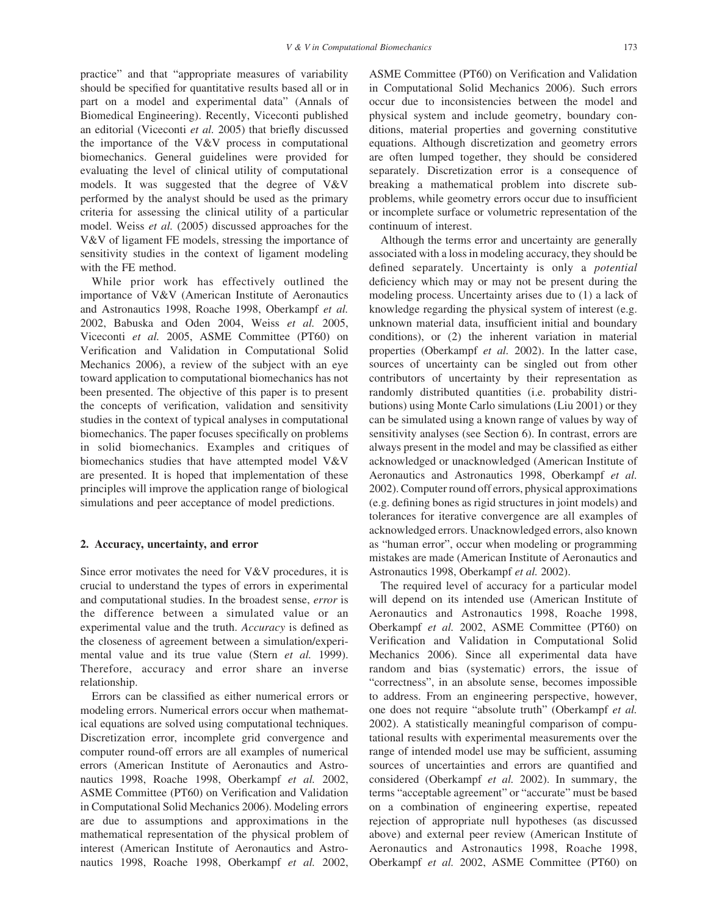practice" and that "appropriate measures of variability should be specified for quantitative results based all or in part on a model and experimental data" (Annals of Biomedical Engineering). Recently, Viceconti published an editorial (Viceconti *et al.* 2005) that briefly discussed the importance of the V&V process in computational biomechanics. General guidelines were provided for evaluating the level of clinical utility of computational models. It was suggested that the degree of V&V performed by the analyst should be used as the primary criteria for assessing the clinical utility of a particular model. Weiss *et al.* (2005) discussed approaches for the V&V of ligament FE models, stressing the importance of sensitivity studies in the context of ligament modeling with the FE method.

While prior work has effectively outlined the importance of V&V (American Institute of Aeronautics and Astronautics 1998, Roache 1998, Oberkampf *et al.* 2002, Babuska and Oden 2004, Weiss *et al.* 2005, Viceconti *et al.* 2005, ASME Committee (PT60) on Verification and Validation in Computational Solid Mechanics 2006), a review of the subject with an eye toward application to computational biomechanics has not been presented. The objective of this paper is to present the concepts of verification, validation and sensitivity studies in the context of typical analyses in computational biomechanics. The paper focuses specifically on problems in solid biomechanics. Examples and critiques of biomechanics studies that have attempted model V&V are presented. It is hoped that implementation of these principles will improve the application range of biological simulations and peer acceptance of model predictions.

## 2. Accuracy, uncertainty, and error

Since error motivates the need for V&V procedures, it is crucial to understand the types of errors in experimental and computational studies. In the broadest sense, *error* is the difference between a simulated value or an experimental value and the truth. *Accuracy* is defined as the closeness of agreement between a simulation/experimental value and its true value (Stern *et al.* 1999). Therefore, accuracy and error share an inverse relationship.

Errors can be classified as either numerical errors or modeling errors. Numerical errors occur when mathematical equations are solved using computational techniques. Discretization error, incomplete grid convergence and computer round-off errors are all examples of numerical errors (American Institute of Aeronautics and Astronautics 1998, Roache 1998, Oberkampf *et al.* 2002, ASME Committee (PT60) on Verification and Validation in Computational Solid Mechanics 2006). Modeling errors are due to assumptions and approximations in the mathematical representation of the physical problem of interest (American Institute of Aeronautics and Astronautics 1998, Roache 1998, Oberkampf *et al.* 2002, ASME Committee (PT60) on Verification and Validation in Computational Solid Mechanics 2006). Such errors occur due to inconsistencies between the model and physical system and include geometry, boundary conditions, material properties and governing constitutive equations. Although discretization and geometry errors are often lumped together, they should be considered separately. Discretization error is a consequence of breaking a mathematical problem into discrete sub-problems, while geometry errors occur due to insufficient or incomplete surface or volumetric representation of the continuum of interest.

Although the terms error and uncertainty are generally associated with a loss in modeling accuracy, they should be defined separately. Uncertainty is only a *potential* deficiency which may or may not be present during the modeling process. Uncertainty arises due to (1) a lack of knowledge regarding the physical system of interest (e.g. unknown material data, insufficient initial and boundary conditions), or (2) the inherent variation in material properties (Oberkampf *et al.* 2002). In the latter case, sources of uncertainty can be singled out from other contributors of uncertainty by their representation as randomly distributed quantities (i.e. probability distributions) using Monte Carlo simulations (Liu 2001) or they can be simulated using a known range of values by way of sensitivity analyses (see Section 6). In contrast, errors are always present in the model and may be classified as either acknowledged or unacknowledged (American Institute of Aeronautics and Astronautics 1998, Oberkampf *et al.* 2002). Computer round off errors, physical approximations (e.g. defining bones as rigid structures in joint models) and tolerances for iterative convergence are all examples of acknowledged errors. Unacknowledged errors, also known as "human error", occur when modeling or programming mistakes are made (American Institute of Aeronautics and Astronautics 1998, Oberkampf *et al.* 2002).

The required level of accuracy for a particular model will depend on its intended use (American Institute of Aeronautics and Astronautics 1998, Roache 1998, Oberkampf *et al.* 2002, ASME Committee (PT60) on Verification and Validation in Computational Solid Mechanics 2006). Since all experimental data have random and bias (systematic) errors, the issue of "correctness", in an absolute sense, becomes impossible to address. From an engineering perspective, however, one does not require "absolute truth" (Oberkampf *et al.* 2002). A statistically meaningful comparison of computational results with experimental measurements over the range of intended model use may be sufficient, assuming sources of uncertainties and errors are quantified and considered (Oberkampf *et al.* 2002). In summary, the terms "acceptable agreement" or "accurate" must be based on a combination of engineering expertise, repeated rejection of appropriate null hypotheses (as discussed above) and external peer review (American Institute of Aeronautics and Astronautics 1998, Roache 1998, Oberkampf *et al.* 2002, ASME Committee (PT60) on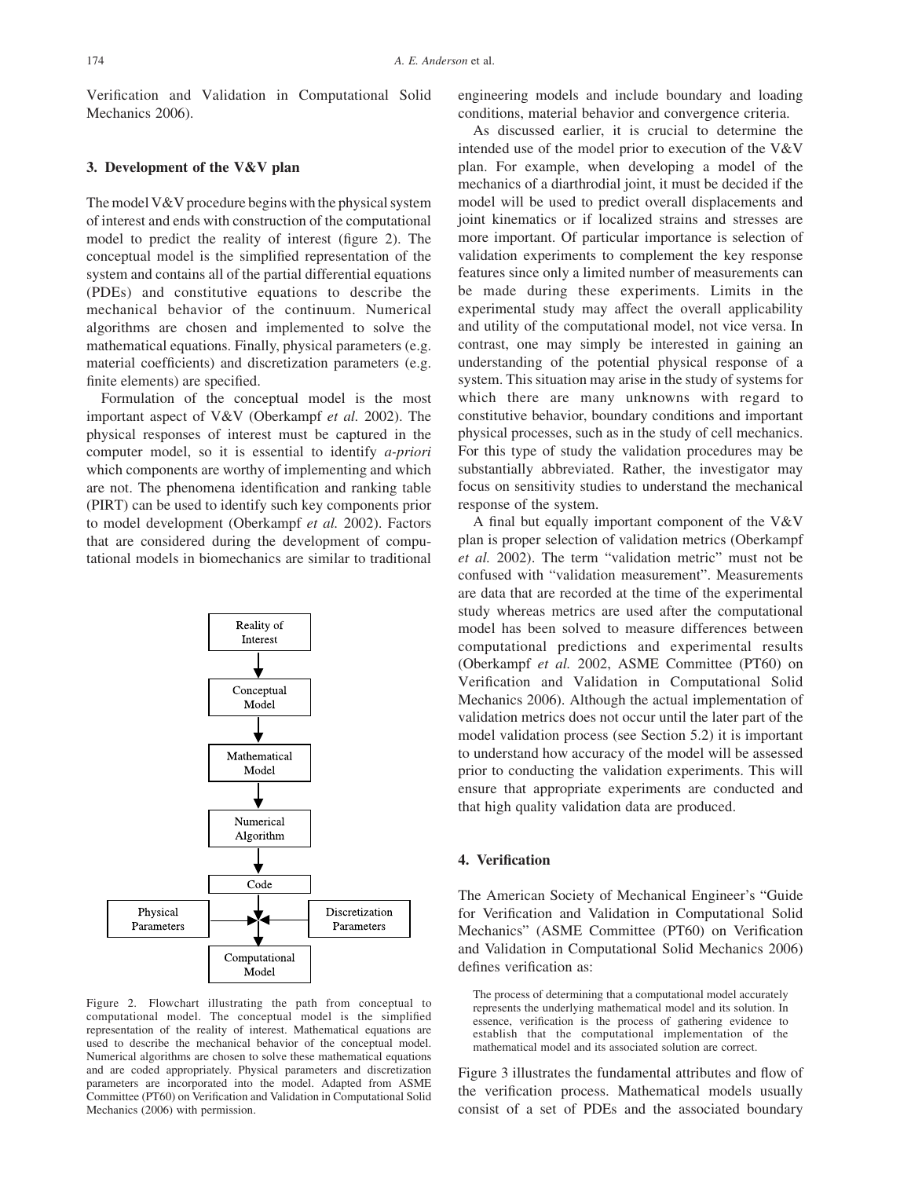Verification and Validation in Computational Solid Mechanics 2006).

### 3. Development of the V&V plan

The model V&V procedure begins with the physical system of interest and ends with construction of the computational model to predict the reality of interest (figure 2). The conceptual model is the simplified representation of the system and contains all of the partial differential equations (PDEs) and constitutive equations to describe the mechanical behavior of the continuum. Numerical algorithms are chosen and implemented to solve the mathematical equations. Finally, physical parameters (e.g. material coefficients) and discretization parameters (e.g. finite elements) are specified.

Formulation of the conceptual model is the most important aspect of V&V (Oberkampf *et al.* 2002). The physical responses of interest must be captured in the computer model, so it is essential to identify *a-priori* which components are worthy of implementing and which are not. The phenomena identification and ranking table (PIRT) can be used to identify such key components prior to model development (Oberkampf *et al.* 2002). Factors that are considered during the development of computational models in biomechanics are similar to traditional engineering models and include boundary and loading conditions, material behavior and convergence criteria.

Reality of Interest

Conceptual Model

Mathematical Model

Numerical Algorithm

Code

Physical Parameters

Discretization Parameters

Computational Model

Figure 2. Flowchart illustrating the path from conceptual to computational model. The conceptual model is the simplified representation of the reality of interest. Mathematical equations are used to describe the mechanical behavior of the conceptual model. Numerical algorithms are chosen to solve these mathematical equations and are coded appropriately. Physical parameters and discretization parameters are incorporated into the model. Adapted from ASME Committee (PT60) on Verification and Validation in Computational Solid Mechanics (2006) with permission.

As discussed earlier, it is crucial to determine the intended use of the model prior to execution of the V&V plan. For example, when developing a model of the mechanics of a diarthrodial joint, it must be decided if the model will be used to predict overall displacements and joint kinematics or if localized strains and stresses are more important. Of particular importance is selection of validation experiments to complement the key response features since only a limited number of measurements can be made during these experiments. Limits in the experimental study may affect the overall applicability and utility of the computational model, not vice versa. In contrast, one may simply be interested in gaining an understanding of the potential physical response of a system. This situation may arise in the study of systems for which there are many unknowns with regard to constitutive behavior, boundary conditions and important physical processes, such as in the study of cell mechanics. For this type of study the validation procedures may be substantially abbreviated. Rather, the investigator may focus on sensitivity studies to understand the mechanical response of the system.

A final but equally important component of the V&V plan is proper selection of validation metrics (Oberkampf *et al.* 2002). The term "validation metric" must not be confused with "validation measurement". Measurements are data that are recorded at the time of the experimental study whereas metrics are used after the computational model has been solved to measure differences between computational predictions and experimental results (Oberkampf *et al.* 2002, ASME Committee (PT60) on Verification and Validation in Computational Solid Mechanics 2006). Although the actual implementation of validation metrics does not occur until the later part of the model validation process (see Section 5.2) it is important to understand how accuracy of the model will be assessed prior to conducting the validation experiments. This will ensure that appropriate experiments are conducted and that high quality validation data are produced.

### 4. Verification

The American Society of Mechanical Engineer's "Guide for Verification and Validation in Computational Solid Mechanics" (ASME Committee (PT60) on Verification and Validation in Computational Solid Mechanics 2006) defines verification as:

> The process of determining that a computational model accurately represents the underlying mathematical model and its solution. In essence, verification is the process of gathering evidence to establish that the computational implementation of the mathematical model and its associated solution are correct.

Figure 3 illustrates the fundamental attributes and flow of the verification process. Mathematical models usually consist of a set of PDEs and the associated boundary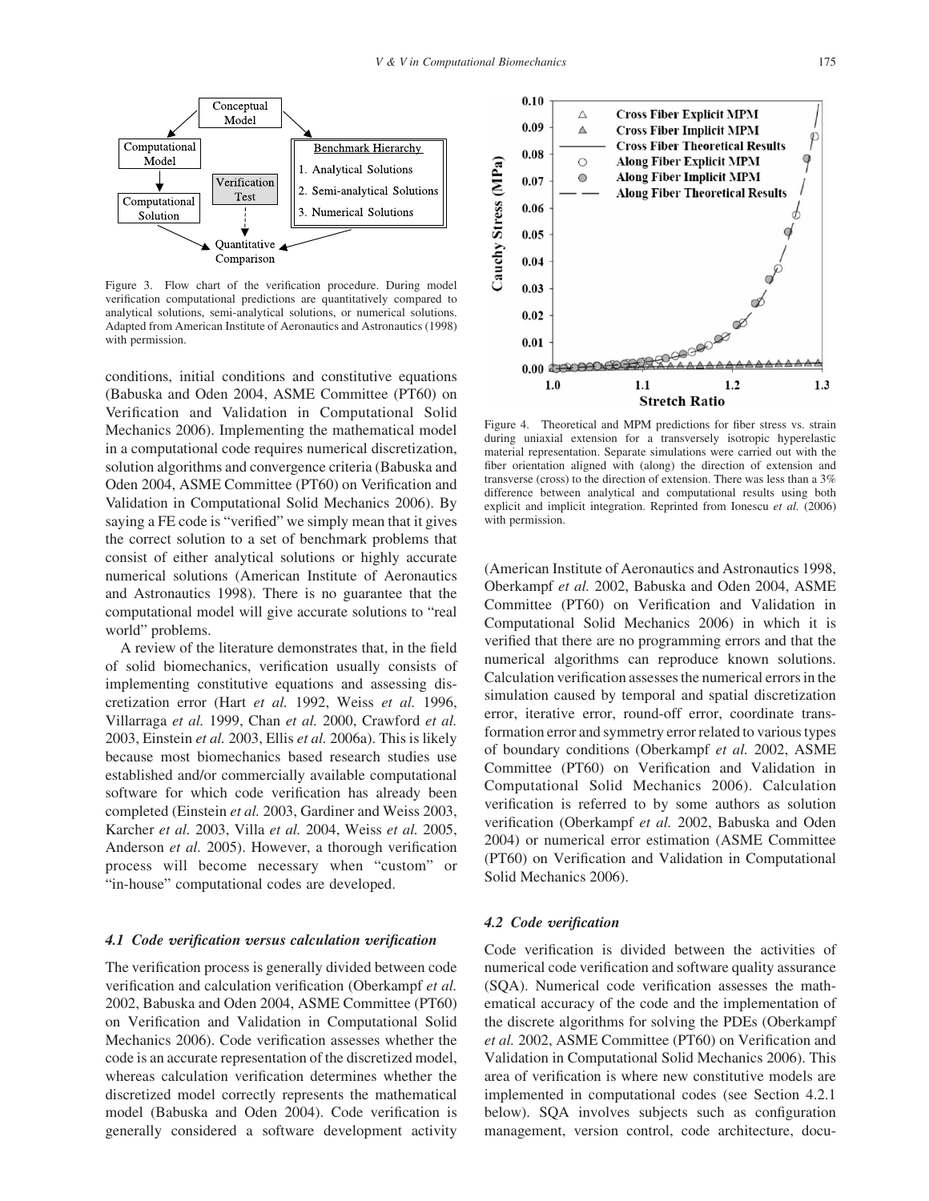Figure 3. Flow chart of the verification procedure. During model verification computational predictions are quantitatively compared to analytical solutions, semi-analytical solutions, or numerical solutions. Adapted from American Institute of Aeronautics and Astronautics (1998) with permission.

conditions, initial conditions and constitutive equations (Babuska and Oden 2004, ASME Committee (PT60) on Verification and Validation in Computational Solid Mechanics 2006). Implementing the mathematical model in a computational code requires numerical discretization, solution algorithms and convergence criteria (Babuska and Oden 2004, ASME Committee (PT60) on Verification and Validation in Computational Solid Mechanics 2006). By saying a FE code is "verified" we simply mean that it gives the correct solution to a set of benchmark problems that consist of either analytical solutions or highly accurate numerical solutions (American Institute of Aeronautics and Astronautics 1998). There is no guarantee that the computational model will give accurate solutions to "real world" problems.

A review of the literature demonstrates that, in the field of solid biomechanics, verification usually consists of implementing constitutive equations and assessing discretization error (Hart *et al.* 1992, Weiss *et al.* 1996, Villarraga *et al.* 1999, Chan *et al.* 2000, Crawford *et al.* 2003, Einstein *et al.* 2003, Ellis *et al.* 2006a). This is likely because most biomechanics based research studies use established and/or commercially available computational software for which code verification has already been completed (Einstein *et al.* 2003, Gardiner and Weiss 2003, Karcher *et al.* 2003, Villa *et al.* 2004, Weiss *et al.* 2005, Anderson *et al.* 2005). However, a thorough verification process will become necessary when "custom" or "in-house" computational codes are developed.

Figure 4. Theoretical and MPM predictions for fiber stress vs. strain during uniaxial extension for a transversely isotropic hyperelastic material representation. Separate simulations were carried out with the fiber orientation aligned with (along) the direction of extension and transverse (cross) to the direction of extension. There was less than a 3% difference between analytical and computational results using both explicit and implicit integration. Reprinted from Ionescu *et al.* (2006) with permission.

### *4.1 Code verification versus calculation verification*

The verification process is generally divided between code verification and calculation verification (Oberkampf *et al.* 2002, Babuska and Oden 2004, ASME Committee (PT60) on Verification and Validation in Computational Solid Mechanics 2006). Code verification assesses whether the code is an accurate representation of the discretized model, whereas calculation verification determines whether the discretized model correctly represents the mathematical model (Babuska and Oden 2004). Code verification is generally considered a software development activity (American Institute of Aeronautics and Astronautics 1998, Oberkampf *et al.* 2002, Babuska and Oden 2004, ASME Committee (PT60) on Verification and Validation in Computational Solid Mechanics 2006) in which it is verified that there are no programming errors and that the numerical algorithms can reproduce known solutions. Calculation verification assesses the numerical errors in the simulation caused by temporal and spatial discretization error, iterative error, round-off error, coordinate transformation error and symmetry error related to various types of boundary conditions (Oberkampf *et al.* 2002, ASME Committee (PT60) on Verification and Validation in Computational Solid Mechanics 2006). Calculation verification is referred to by some authors as solution verification (Oberkampf *et al.* 2002, Babuska and Oden 2004) or numerical error estimation (ASME Committee (PT60) on Verification and Validation in Computational Solid Mechanics 2006).

### *4.2 Code verification*

Code verification is divided between the activities of numerical code verification and software quality assurance (SQA). Numerical code verification assesses the mathematical accuracy of the code and the implementation of the discrete algorithms for solving the PDEs (Oberkampf *et al.* 2002, ASME Committee (PT60) on Verification and Validation in Computational Solid Mechanics 2006). This area of verification is where new constitutive models are implemented in computational codes (see Section 4.2.1 below). SQA involves subjects such as configuration management, version control, code architecture, docu-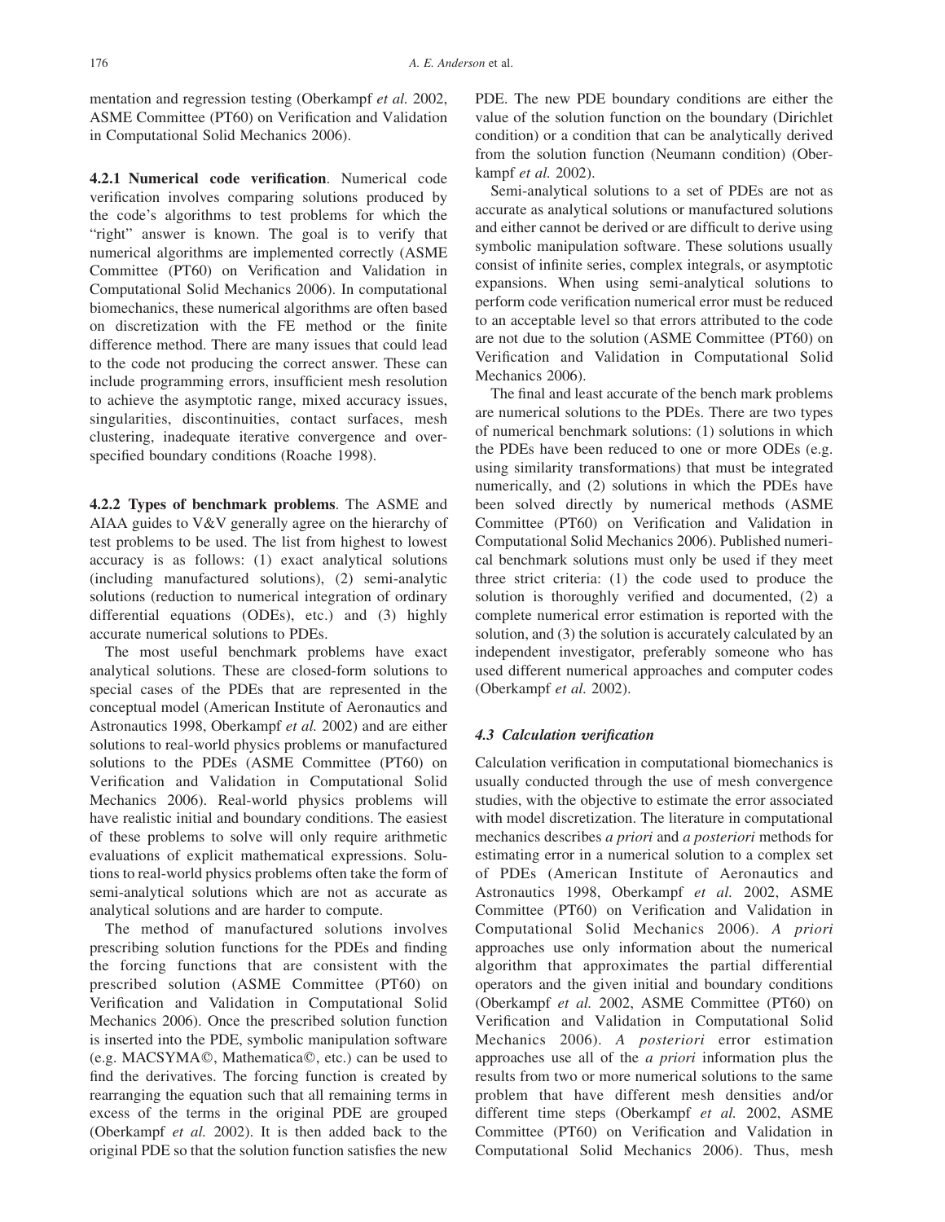mentation and regression testing (Oberkampf *et al.* 2002, ASME Committee (PT60) on Verification and Validation in Computational Solid Mechanics 2006).

**4.2.1 Numerical code verification**. Numerical code verification involves comparing solutions produced by the code's algorithms to test problems for which the "right" answer is known. The goal is to verify that numerical algorithms are implemented correctly (ASME Committee (PT60) on Verification and Validation in Computational Solid Mechanics 2006). In computational biomechanics, these numerical algorithms are often based on discretization with the FE method or the finite difference method. There are many issues that could lead to the code not producing the correct answer. These can include programming errors, insufficient mesh resolution to achieve the asymptotic range, mixed accuracy issues, singularities, discontinuities, contact surfaces, mesh clustering, inadequate iterative convergence and over-specified boundary conditions (Roache 1998).

**4.2.2 Types of benchmark problems**. The ASME and AIAA guides to V&V generally agree on the hierarchy of test problems to be used. The list from highest to lowest accuracy is as follows: (1) exact analytical solutions (including manufactured solutions), (2) semi-analytic solutions (reduction to numerical integration of ordinary differential equations (ODEs), etc.) and (3) highly accurate numerical solutions to PDEs.

The most useful benchmark problems have exact analytical solutions. These are closed-form solutions to special cases of the PDEs that are represented in the conceptual model (American Institute of Aeronautics and Astronautics 1998, Oberkampf *et al.* 2002) and are either solutions to real-world physics problems or manufactured solutions to the PDEs (ASME Committee (PT60) on Verification and Validation in Computational Solid Mechanics 2006). Real-world physics problems will have realistic initial and boundary conditions. The easiest of these problems to solve will only require arithmetic evaluations of explicit mathematical expressions. Solutions to real-world physics problems often take the form of semi-analytical solutions which are not as accurate as analytical solutions and are harder to compute.

The method of manufactured solutions involves prescribing solution functions for the PDEs and finding the forcing functions that are consistent with the prescribed solution (ASME Committee (PT60) on Verification and Validation in Computational Solid Mechanics 2006). Once the prescribed solution function is inserted into the PDE, symbolic manipulation software (e.g. MACSYMA©, Mathematica©, etc.) can be used to find the derivatives. The forcing function is created by rearranging the equation such that all remaining terms in excess of the terms in the original PDE are grouped (Oberkampf *et al.* 2002). It is then added back to the original PDE so that the solution function satisfies the new PDE. The new PDE boundary conditions are either the value of the solution function on the boundary (Dirichlet condition) or a condition that can be analytically derived from the solution function (Neumann condition) (Oberkampf *et al.* 2002).

Semi-analytical solutions to a set of PDEs are not as accurate as analytical solutions or manufactured solutions and either cannot be derived or are difficult to derive using symbolic manipulation software. These solutions usually consist of infinite series, complex integrals, or asymptotic expansions. When using semi-analytical solutions to perform code verification numerical error must be reduced to an acceptable level so that errors attributed to the code are not due to the solution (ASME Committee (PT60) on Verification and Validation in Computational Solid Mechanics 2006).

The final and least accurate of the bench mark problems are numerical solutions to the PDEs. There are two types of numerical benchmark solutions: (1) solutions in which the PDEs have been reduced to one or more ODEs (e.g. using similarity transformations) that must be integrated numerically, and (2) solutions in which the PDEs have been solved directly by numerical methods (ASME Committee (PT60) on Verification and Validation in Computational Solid Mechanics 2006). Published numerical benchmark solutions must only be used if they meet three strict criteria: (1) the code used to produce the solution is thoroughly verified and documented, (2) a complete numerical error estimation is reported with the solution, and (3) the solution is accurately calculated by an independent investigator, preferably someone who has used different numerical approaches and computer codes (Oberkampf *et al.* 2002).

### *4.3 Calculation verification*

Calculation verification in computational biomechanics is usually conducted through the use of mesh convergence studies, with the objective to estimate the error associated with model discretization. The literature in computational mechanics describes *a priori* and *a posteriori* methods for estimating error in a numerical solution to a complex set of PDEs (American Institute of Aeronautics and Astronautics 1998, Oberkampf *et al.* 2002, ASME Committee (PT60) on Verification and Validation in Computational Solid Mechanics 2006). *A priori* approaches use only information about the numerical algorithm that approximates the partial differential operators and the given initial and boundary conditions (Oberkampf *et al.* 2002, ASME Committee (PT60) on Verification and Validation in Computational Solid Mechanics 2006). *A posteriori* error estimation approaches use all of the *a priori* information plus the results from two or more numerical solutions to the same problem that have different mesh densities and/or different time steps (Oberkampf *et al.* 2002, ASME Committee (PT60) on Verification and Validation in Computational Solid Mechanics 2006). Thus, mesh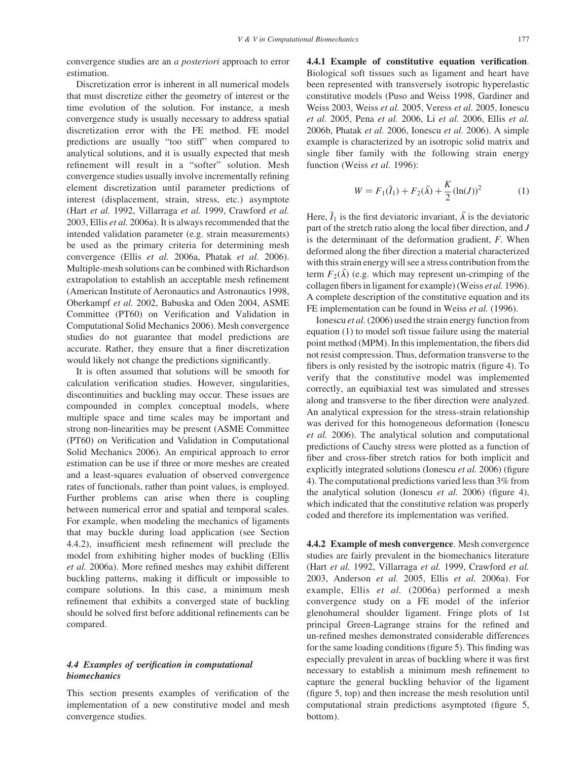convergence studies are an *a posteriori* approach to error estimation.

Discretization error is inherent in all numerical models that must discretize either the geometry of interest or the time evolution of the solution. For instance, a mesh convergence study is usually necessary to address spatial discretization error with the FE method. FE model predictions are usually "too stiff" when compared to analytical solutions, and it is usually expected that mesh refinement will result in a "softer" solution. Mesh convergence studies usually involve incrementally refining element discretization until parameter predictions of interest (displacement, strain, stress, etc.) asymptote (Hart *et al.* 1992, Villarraga *et al.* 1999, Crawford *et al.* 2003, Ellis *et al.* 2006a). It is always recommended that the intended validation parameter (e.g. strain measurements) be used as the primary criteria for determining mesh convergence (Ellis *et al.* 2006a, Phatak *et al.* 2006). Multiple-mesh solutions can be combined with Richardson extrapolation to establish an acceptable mesh refinement (American Institute of Aeronautics and Astronautics 1998, Oberkampf *et al.* 2002, Babuska and Oden 2004, ASME Committee (PT60) on Verification and Validation in Computational Solid Mechanics 2006). Mesh convergence studies do not guarantee that model predictions are accurate. Rather, they ensure that a finer discretization would likely not change the predictions significantly.

It is often assumed that solutions will be smooth for calculation verification studies. However, singularities, discontinuities and buckling may occur. These issues are compounded in complex conceptual models, where multiple space and time scales may be important and strong non-linearities may be present (ASME Committee (PT60) on Verification and Validation in Computational Solid Mechanics 2006). An empirical approach to error estimation can be use if three or more meshes are created and a least-squares evaluation of observed convergence rates of functionals, rather than point values, is employed. Further problems can arise when there is coupling between numerical error and spatial and temporal scales. For example, when modeling the mechanics of ligaments that may buckle during load application (see Section 4.4.2), insufficient mesh refinement will preclude the model from exhibiting higher modes of buckling (Ellis *et al.* 2006a). More refined meshes may exhibit different buckling patterns, making it difficult or impossible to compare solutions. In this case, a minimum mesh refinement that exhibits a converged state of buckling should be solved first before additional refinements can be compared.

### *4.4 Examples of verification in computational biomechanics*

This section presents examples of verification of the implementation of a new constitutive model and mesh convergence studies.

**4.4.1 Example of constitutive equation verification**. Biological soft tissues such as ligament and heart have been represented with transversely isotropic hyperelastic constitutive models (Puso and Weiss 1998, Gardiner and Weiss 2003, Weiss *et al.* 2005, Veress *et al.* 2005, Ionescu *et al.* 2005, Pena *et al.* 2006, Li *et al.* 2006, Ellis *et al.* 2006b, Phatak *et al.* 2006, Ionescu *et al.* 2006). A simple example is characterized by an isotropic solid matrix and single fiber family with the following strain energy function (Weiss *et al.* 1996):

$$W = F_1(\tilde{I}_1) + F_2(\tilde{\lambda}) + \frac{K}{2}(\ln(J))^2 \tag{1}$$

Here, $\tilde{I}_1$ is the first deviatoric invariant, $\tilde{\lambda}$ is the deviatoric part of the stretch ratio along the local fiber direction, and $J$ is the determinant of the deformation gradient, $F$. When deformed along the fiber direction a material characterized with this strain energy will see a stress contribution from the term $F_2(\tilde{\lambda})$ (e.g. which may represent un-crimping of the collagen fibers in ligament for example) (Weiss *et al.* 1996). A complete description of the constitutive equation and its FE implementation can be found in Weiss *et al.* (1996).

Ionescu *et al.* (2006) used the strain energy function from equation (1) to model soft tissue failure using the material point method (MPM). In this implementation, the fibers did not resist compression. Thus, deformation transverse to the fibers is only resisted by the isotropic matrix (figure 4). To verify that the constitutive model was implemented correctly, an equibiaxial test was simulated and stresses along and transverse to the fiber direction were analyzed. An analytical expression for the stress-strain relationship was derived for this homogeneous deformation (Ionescu *et al.* 2006). The analytical solution and computational predictions of Cauchy stress were plotted as a function of fiber and cross-fiber stretch ratios for both implicit and explicitly integrated solutions (Ionescu *et al.* 2006) (figure 4). The computational predictions varied less than 3% from the analytical solution (Ionescu *et al.* 2006) (figure 4), which indicated that the constitutive relation was properly coded and therefore its implementation was verified.

**4.4.2 Example of mesh convergence**. Mesh convergence studies are fairly prevalent in the biomechanics literature (Hart *et al.* 1992, Villarraga *et al.* 1999, Crawford *et al.* 2003, Anderson *et al.* 2005, Ellis *et al.* 2006a). For example, Ellis *et al*. (2006a) performed a mesh convergence study on a FE model of the inferior glenohumeral shoulder ligament. Fringe plots of 1st principal Green-Lagrange strains for the refined and un-refined meshes demonstrated considerable differences for the same loading conditions (figure 5). This finding was especially prevalent in areas of buckling where it was first necessary to establish a minimum mesh refinement to capture the general buckling behavior of the ligament (figure 5, top) and then increase the mesh resolution until computational strain predictions asymptoted (figure 5, bottom).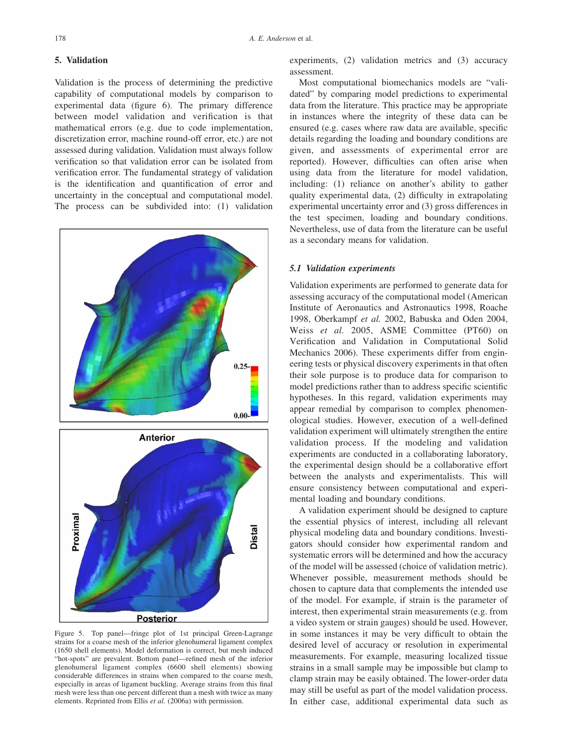## 5. Validation

Validation is the process of determining the predictive capability of computational models by comparison to experimental data (figure 6). The primary difference between model validation and verification is that mathematical errors (e.g. due to code implementation, discretization error, machine round-off error, etc.) are not assessed during validation. Validation must always follow verification so that validation error can be isolated from verification error. The fundamental strategy of validation is the identification and quantification of error and uncertainty in the conceptual and computational model. The process can be subdivided into: (1) validation experiments, (2) validation metrics and (3) accuracy assessment.

Figure 5. Top panel—fringe plot of 1st principal Green-Lagrange strains for a coarse mesh of the inferior glenohumeral ligament complex (1650 shell elements). Model deformation is correct, but mesh induced "hot-spots" are prevalent. Bottom panel—refined mesh of the inferior glenohumeral ligament complex (6600 shell elements) showing considerable differences in strains when compared to the coarse mesh, especially in areas of ligament buckling. Average strains from this final mesh were less than one percent different than a mesh with twice as many elements. Reprinted from Ellis *et al.* (2006a) with permission.

Most computational biomechanics models are "validated" by comparing model predictions to experimental data from the literature. This practice may be appropriate in instances where the integrity of these data can be ensured (e.g. cases where raw data are available, specific details regarding the loading and boundary conditions are given, and assessments of experimental error are reported). However, difficulties can often arise when using data from the literature for model validation, including: (1) reliance on another's ability to gather quality experimental data, (2) difficulty in extrapolating experimental uncertainty error and (3) gross differences in the test specimen, loading and boundary conditions. Nevertheless, use of data from the literature can be useful as a secondary means for validation.

### *5.1 Validation experiments*

Validation experiments are performed to generate data for assessing accuracy of the computational model (American Institute of Aeronautics and Astronautics 1998, Roache 1998, Oberkampf *et al.* 2002, Babuska and Oden 2004, Weiss *et al.* 2005, ASME Committee (PT60) on Verification and Validation in Computational Solid Mechanics 2006). These experiments differ from engineering tests or physical discovery experiments in that often their sole purpose is to produce data for comparison to model predictions rather than to address specific scientific hypotheses. In this regard, validation experiments may appear remedial by comparison to complex phenomenological studies. However, execution of a well-defined validation experiment will ultimately strengthen the entire validation process. If the modeling and validation experiments are conducted in a collaborating laboratory, the experimental design should be a collaborative effort between the analysts and experimentalists. This will ensure consistency between computational and experimental loading and boundary conditions.

A validation experiment should be designed to capture the essential physics of interest, including all relevant physical modeling data and boundary conditions. Investigators should consider how experimental random and systematic errors will be determined and how the accuracy of the model will be assessed (choice of validation metric). Whenever possible, measurement methods should be chosen to capture data that complements the intended use of the model. For example, if strain is the parameter of interest, then experimental strain measurements (e.g. from a video system or strain gauges) should be used. However, in some instances it may be very difficult to obtain the desired level of accuracy or resolution in experimental measurements. For example, measuring localized tissue strains in a small sample may be impossible but clamp to clamp strain may be easily obtained. The lower-order data may still be useful as part of the model validation process. In either case, additional experimental data such as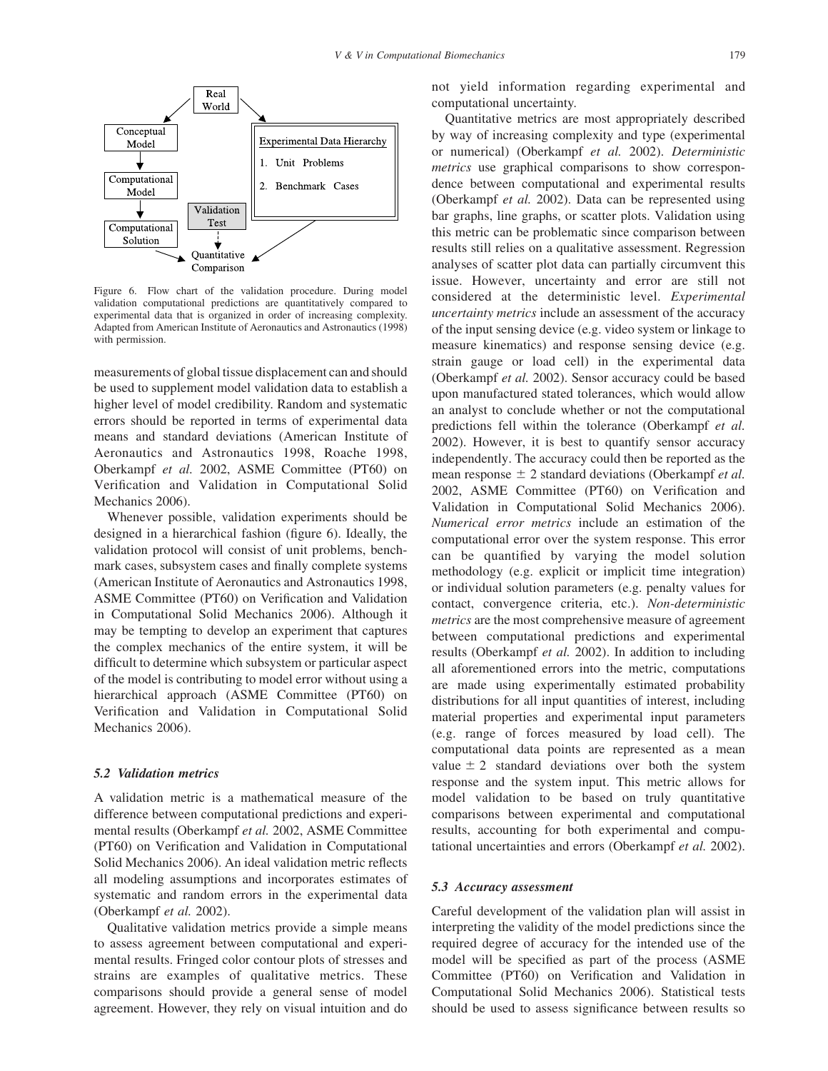Figure 6. Flow chart of the validation procedure. During model validation computational predictions are quantitatively compared to experimental data that is organized in order of increasing complexity. Adapted from American Institute of Aeronautics and Astronautics (1998) with permission.

measurements of global tissue displacement can and should be used to supplement model validation data to establish a higher level of model credibility. Random and systematic errors should be reported in terms of experimental data means and standard deviations (American Institute of Aeronautics and Astronautics 1998, Roache 1998, Oberkampf *et al.* 2002, ASME Committee (PT60) on Verification and Validation in Computational Solid Mechanics 2006).

Whenever possible, validation experiments should be designed in a hierarchical fashion (figure 6). Ideally, the validation protocol will consist of unit problems, benchmark cases, subsystem cases and finally complete systems (American Institute of Aeronautics and Astronautics 1998, ASME Committee (PT60) on Verification and Validation in Computational Solid Mechanics 2006). Although it may be tempting to develop an experiment that captures the complex mechanics of the entire system, it will be difficult to determine which subsystem or particular aspect of the model is contributing to model error without using a hierarchical approach (ASME Committee (PT60) on Verification and Validation in Computational Solid Mechanics 2006).

### 5.2 Validation metrics

A validation metric is a mathematical measure of the difference between computational predictions and experimental results (Oberkampf *et al.* 2002, ASME Committee (PT60) on Verification and Validation in Computational Solid Mechanics 2006). An ideal validation metric reflects all modeling assumptions and incorporates estimates of systematic and random errors in the experimental data (Oberkampf *et al.* 2002).

Qualitative validation metrics provide a simple means to assess agreement between computational and experimental results. Fringed color contour plots of stresses and strains are examples of qualitative metrics. These comparisons should provide a general sense of model agreement. However, they rely on visual intuition and do not yield information regarding experimental and computational uncertainty.

Quantitative metrics are most appropriately described by way of increasing complexity and type (experimental or numerical) (Oberkampf *et al.* 2002). *Deterministic metrics* use graphical comparisons to show correspondence between computational and experimental results (Oberkampf *et al.* 2002). Data can be represented using bar graphs, line graphs, or scatter plots. Validation using this metric can be problematic since comparison between results still relies on a qualitative assessment. Regression analyses of scatter plot data can partially circumvent this issue. However, uncertainty and error are still not considered at the deterministic level. *Experimental uncertainty metrics* include an assessment of the accuracy of the input sensing device (e.g. video system or linkage to measure kinematics) and response sensing device (e.g. strain gauge or load cell) in the experimental data (Oberkampf *et al.* 2002). Sensor accuracy could be based upon manufactured stated tolerances, which would allow an analyst to conclude whether or not the computational predictions fell within the tolerance (Oberkampf *et al.* 2002). However, it is best to quantify sensor accuracy independently. The accuracy could then be reported as the mean response $\pm$ 2 standard deviations (Oberkampf *et al.* 2002, ASME Committee (PT60) on Verification and Validation in Computational Solid Mechanics 2006). *Numerical error metrics* include an estimation of the computational error over the system response. This error can be quantified by varying the model solution methodology (e.g. explicit or implicit time integration) or individual solution parameters (e.g. penalty values for contact, convergence criteria, etc.). *Non-deterministic metrics* are the most comprehensive measure of agreement between computational predictions and experimental results (Oberkampf *et al.* 2002). In addition to including all aforementioned errors into the metric, computations are made using experimentally estimated probability distributions for all input quantities of interest, including material properties and experimental input parameters (e.g. range of forces measured by load cell). The computational data points are represented as a mean value $\pm$ 2 standard deviations over both the system response and the system input. This metric allows for model validation to be based on truly quantitative comparisons between experimental and computational results, accounting for both experimental and computational uncertainties and errors (Oberkampf *et al.* 2002).

### 5.3 Accuracy assessment

Careful development of the validation plan will assist in interpreting the validity of the model predictions since the required degree of accuracy for the intended use of the model will be specified as part of the process (ASME Committee (PT60) on Verification and Validation in Computational Solid Mechanics 2006). Statistical tests should be used to assess significance between results so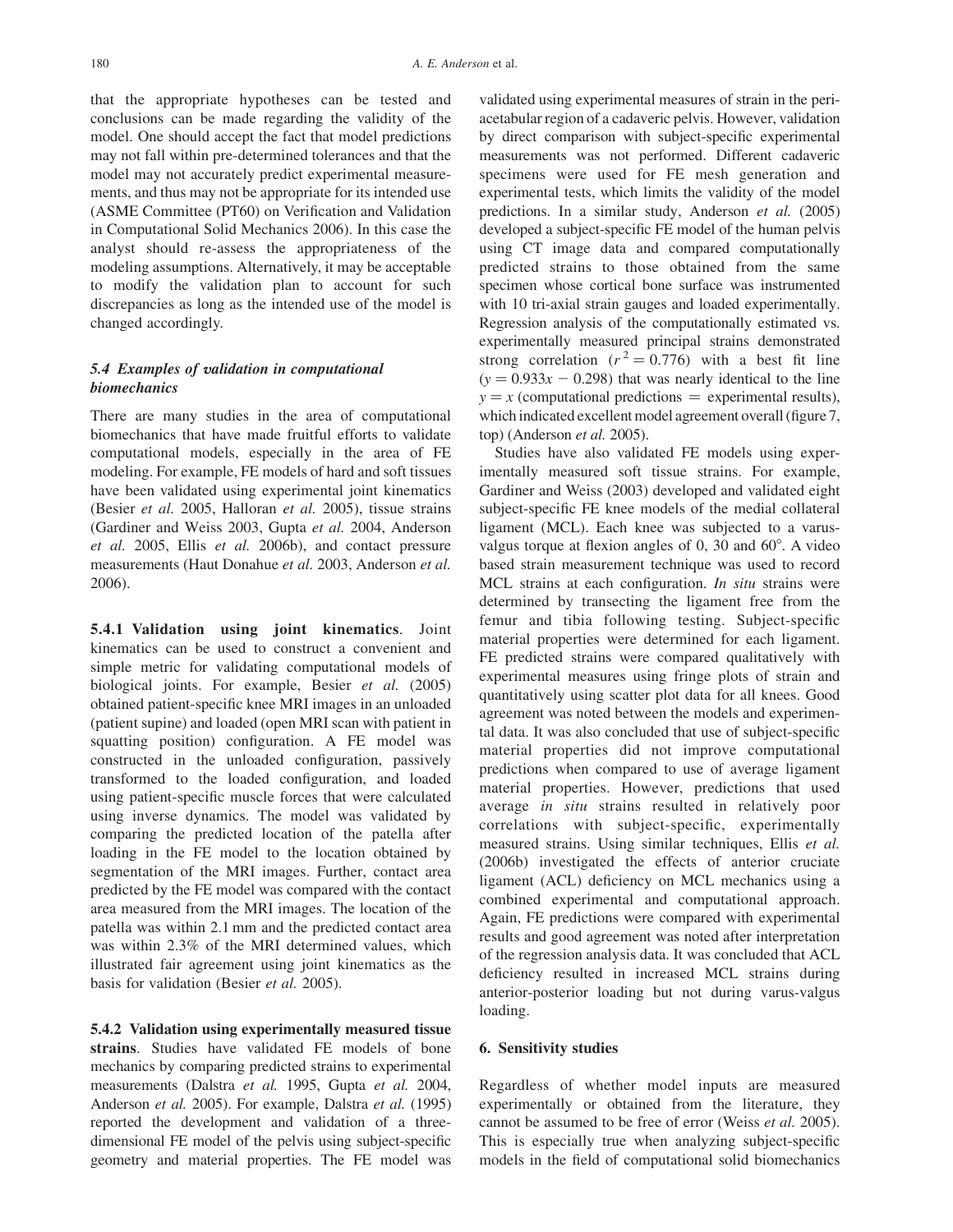that the appropriate hypotheses can be tested and conclusions can be made regarding the validity of the model. One should accept the fact that model predictions may not fall within pre-determined tolerances and that the model may not accurately predict experimental measurements, and thus may not be appropriate for its intended use (ASME Committee (PT60) on Verification and Validation in Computational Solid Mechanics 2006). In this case the analyst should re-assess the appropriateness of the modeling assumptions. Alternatively, it may be acceptable to modify the validation plan to account for such discrepancies as long as the intended use of the model is changed accordingly.

### *5.4 Examples of validation in computational biomechanics*

There are many studies in the area of computational biomechanics that have made fruitful efforts to validate computational models, especially in the area of FE modeling. For example, FE models of hard and soft tissues have been validated using experimental joint kinematics (Besier *et al.* 2005, Halloran *et al.* 2005), tissue strains (Gardiner and Weiss 2003, Gupta *et al.* 2004, Anderson *et al.* 2005, Ellis *et al.* 2006b), and contact pressure measurements (Haut Donahue *et al.* 2003, Anderson *et al.* 2006).

**5.4.1 Validation using joint kinematics**. Joint kinematics can be used to construct a convenient and simple metric for validating computational models of biological joints. For example, Besier *et al.* (2005) obtained patient-specific knee MRI images in an unloaded (patient supine) and loaded (open MRI scan with patient in squatting position) configuration. A FE model was constructed in the unloaded configuration, passively transformed to the loaded configuration, and loaded using patient-specific muscle forces that were calculated using inverse dynamics. The model was validated by comparing the predicted location of the patella after loading in the FE model to the location obtained by segmentation of the MRI images. Further, contact area predicted by the FE model was compared with the contact area measured from the MRI images. The location of the patella was within 2.1 mm and the predicted contact area was within 2.3% of the MRI determined values, which illustrated fair agreement using joint kinematics as the basis for validation (Besier *et al.* 2005).

**5.4.2 Validation using experimentally measured tissue strains**. Studies have validated FE models of bone mechanics by comparing predicted strains to experimental measurements (Dalstra *et al.* 1995, Gupta *et al.* 2004, Anderson *et al.* 2005). For example, Dalstra *et al.* (1995) reported the development and validation of a three-dimensional FE model of the pelvis using subject-specific geometry and material properties. The FE model was validated using experimental measures of strain in the peri-acetabular region of a cadaveric pelvis. However, validation by direct comparison with subject-specific experimental measurements was not performed. Different cadaveric specimens were used for FE mesh generation and experimental tests, which limits the validity of the model predictions. In a similar study, Anderson *et al.* (2005) developed a subject-specific FE model of the human pelvis using CT image data and compared computationally predicted strains to those obtained from the same specimen whose cortical bone surface was instrumented with 10 tri-axial strain gauges and loaded experimentally. Regression analysis of the computationally estimated vs. experimentally measured principal strains demonstrated strong correlation ($r^2 = 0.776$) with a best fit line ($y = 0.933x - 0.298$) that was nearly identical to the line $y = x$ (computational predictions = experimental results), which indicated excellent model agreement overall (figure 7, top) (Anderson *et al.* 2005).

Studies have also validated FE models using experimentally measured soft tissue strains. For example, Gardiner and Weiss (2003) developed and validated eight subject-specific FE knee models of the medial collateral ligament (MCL). Each knee was subjected to a varus-valgus torque at flexion angles of 0, 30 and 60°. A video based strain measurement technique was used to record MCL strains at each configuration. *In situ* strains were determined by transecting the ligament free from the femur and tibia following testing. Subject-specific material properties were determined for each ligament. FE predicted strains were compared qualitatively with experimental measures using fringe plots of strain and quantitatively using scatter plot data for all knees. Good agreement was noted between the models and experimental data. It was also concluded that use of subject-specific material properties did not improve computational predictions when compared to use of average ligament material properties. However, predictions that used average *in situ* strains resulted in relatively poor correlations with subject-specific, experimentally measured strains. Using similar techniques, Ellis *et al.* (2006b) investigated the effects of anterior cruciate ligament (ACL) deficiency on MCL mechanics using a combined experimental and computational approach. Again, FE predictions were compared with experimental results and good agreement was noted after interpretation of the regression analysis data. It was concluded that ACL deficiency resulted in increased MCL strains during anterior-posterior loading but not during varus-valgus loading.

## 6. Sensitivity studies

Regardless of whether model inputs are measured experimentally or obtained from the literature, they cannot be assumed to be free of error (Weiss *et al.* 2005). This is especially true when analyzing subject-specific models in the field of computational solid biomechanics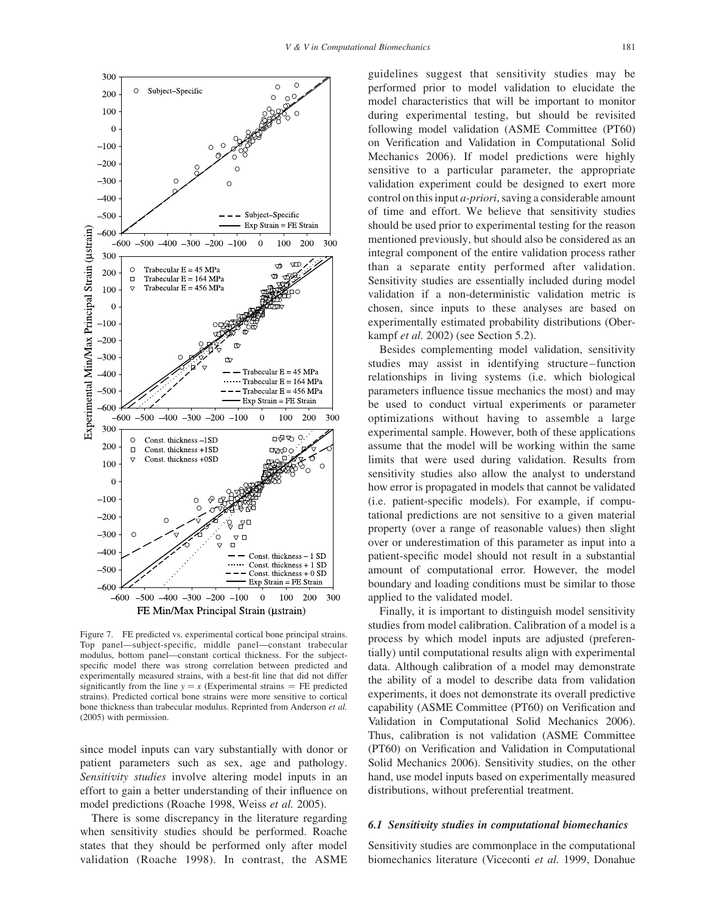Figure 7. FE predicted vs. experimental cortical bone principal strains. Top panel—subject-specific, middle panel—constant trabecular modulus, bottom panel—constant cortical thickness. For the subject-specific model there was strong correlation between predicted and experimentally measured strains, with a best-fit line that did not differ significantly from the line $y = x$ (Experimental strains = FE predicted strains). Predicted cortical bone strains were more sensitive to cortical bone thickness than trabecular modulus. Reprinted from Anderson *et al.* (2005) with permission.

since model inputs can vary substantially with donor or patient parameters such as sex, age and pathology. *Sensitivity studies* involve altering model inputs in an effort to gain a better understanding of their influence on model predictions (Roache 1998, Weiss *et al.* 2005).

There is some discrepancy in the literature regarding when sensitivity studies should be performed. Roache states that they should be performed only after model validation (Roache 1998). In contrast, the ASME guidelines suggest that sensitivity studies may be performed prior to model validation to elucidate the model characteristics that will be important to monitor during experimental testing, but should be revisited following model validation (ASME Committee (PT60) on Verification and Validation in Computational Solid Mechanics 2006). If model predictions were highly sensitive to a particular parameter, the appropriate validation experiment could be designed to exert more control on this input *a-priori*, saving a considerable amount of time and effort. We believe that sensitivity studies should be used prior to experimental testing for the reason mentioned previously, but should also be considered as an integral component of the entire validation process rather than a separate entity performed after validation. Sensitivity studies are essentially included during model validation if a non-deterministic validation metric is chosen, since inputs to these analyses are based on experimentally estimated probability distributions (Oberkampf *et al.* 2002) (see Section 5.2).

Besides complementing model validation, sensitivity studies may assist in identifying structure–function relationships in living systems (i.e. which biological parameters influence tissue mechanics the most) and may be used to conduct virtual experiments or parameter optimizations without having to assemble a large experimental sample. However, both of these applications assume that the model will be working within the same limits that were used during validation. Results from sensitivity studies also allow the analyst to understand how error is propagated in models that cannot be validated (i.e. patient-specific models). For example, if computational predictions are not sensitive to a given material property (over a range of reasonable values) then slight over or underestimation of this parameter as input into a patient-specific model should not result in a substantial amount of computational error. However, the model boundary and loading conditions must be similar to those applied to the validated model.

Finally, it is important to distinguish model sensitivity studies from model calibration. Calibration of a model is a process by which model inputs are adjusted (preferentially) until computational results align with experimental data. Although calibration of a model may demonstrate the ability of a model to describe data from validation experiments, it does not demonstrate its overall predictive capability (ASME Committee (PT60) on Verification and Validation in Computational Solid Mechanics 2006). Thus, calibration is not validation (ASME Committee (PT60) on Verification and Validation in Computational Solid Mechanics 2006). Sensitivity studies, on the other hand, use model inputs based on experimentally measured distributions, without preferential treatment.

### 6.1 Sensitivity studies in computational biomechanics

Sensitivity studies are commonplace in the computational biomechanics literature (Viceconti *et al.* 1999, Donahue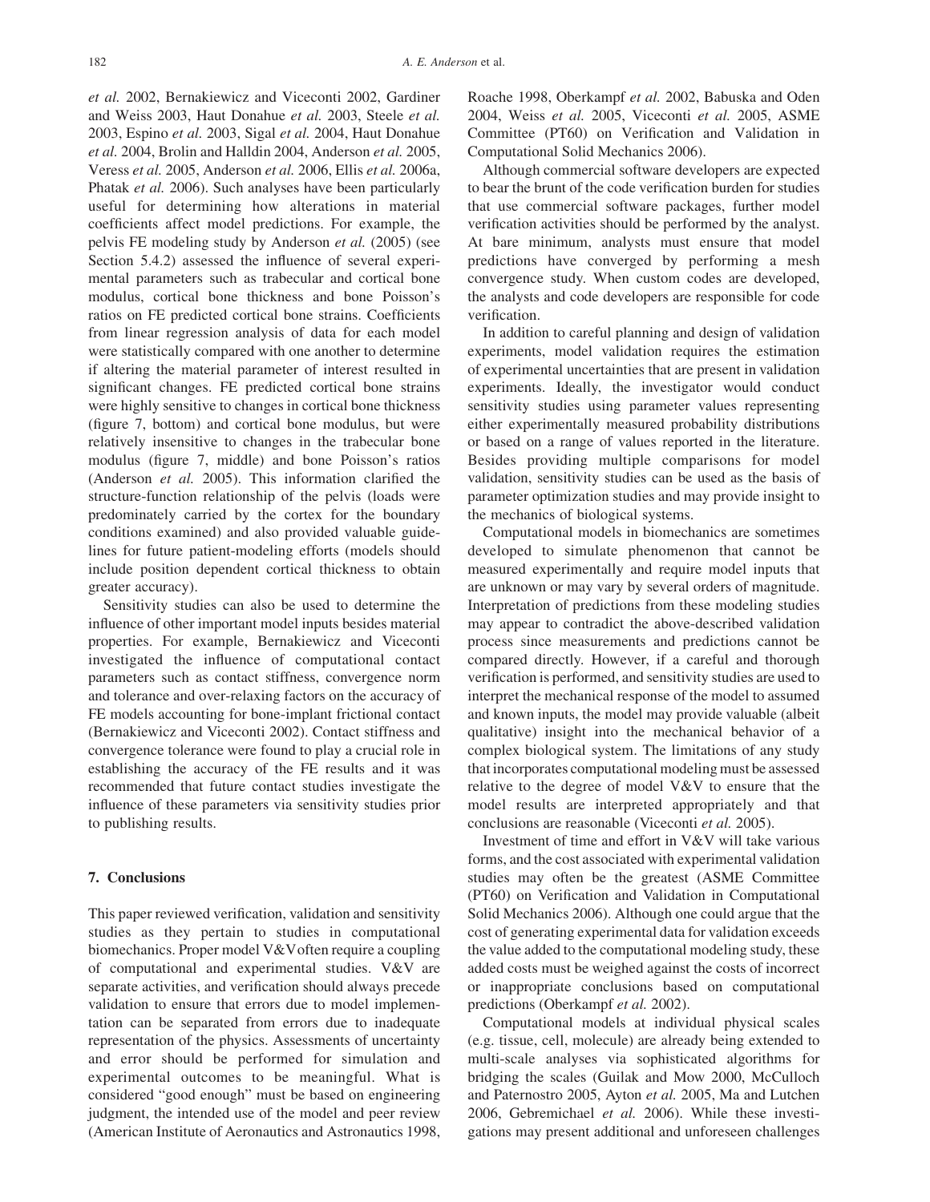*et al.* 2002, Bernakiewicz and Viceconti 2002, Gardiner and Weiss 2003, Haut Donahue *et al.* 2003, Steele *et al.* 2003, Espino *et al.* 2003, Sigal *et al.* 2004, Haut Donahue *et al.* 2004, Brolin and Halldin 2004, Anderson *et al.* 2005, Veress *et al.* 2005, Anderson *et al.* 2006, Ellis *et al.* 2006a, Phatak *et al.* 2006). Such analyses have been particularly useful for determining how alterations in material coefficients affect model predictions. For example, the pelvis FE modeling study by Anderson *et al.* (2005) (see Section 5.4.2) assessed the influence of several experimental parameters such as trabecular and cortical bone modulus, cortical bone thickness and bone Poisson's ratios on FE predicted cortical bone strains. Coefficients from linear regression analysis of data for each model were statistically compared with one another to determine if altering the material parameter of interest resulted in significant changes. FE predicted cortical bone strains were highly sensitive to changes in cortical bone thickness (figure 7, bottom) and cortical bone modulus, but were relatively insensitive to changes in the trabecular bone modulus (figure 7, middle) and bone Poisson's ratios (Anderson *et al.* 2005). This information clarified the structure-function relationship of the pelvis (loads were predominately carried by the cortex for the boundary conditions examined) and also provided valuable guidelines for future patient-modeling efforts (models should include position dependent cortical thickness to obtain greater accuracy).

Sensitivity studies can also be used to determine the influence of other important model inputs besides material properties. For example, Bernakiewicz and Viceconti investigated the influence of computational contact parameters such as contact stiffness, convergence norm and tolerance and over-relaxing factors on the accuracy of FE models accounting for bone-implant frictional contact (Bernakiewicz and Viceconti 2002). Contact stiffness and convergence tolerance were found to play a crucial role in establishing the accuracy of the FE results and it was recommended that future contact studies investigate the influence of these parameters via sensitivity studies prior to publishing results.

## 7. Conclusions

This paper reviewed verification, validation and sensitivity studies as they pertain to studies in computational biomechanics. Proper model V&V often require a coupling of computational and experimental studies. V&V are separate activities, and verification should always precede validation to ensure that errors due to model implementation can be separated from errors due to inadequate representation of the physics. Assessments of uncertainty and error should be performed for simulation and experimental outcomes to be meaningful. What is considered "good enough" must be based on engineering judgment, the intended use of the model and peer review (American Institute of Aeronautics and Astronautics 1998, Roache 1998, Oberkampf *et al.* 2002, Babuska and Oden 2004, Weiss *et al.* 2005, Viceconti *et al.* 2005, ASME Committee (PT60) on Verification and Validation in Computational Solid Mechanics 2006).

Although commercial software developers are expected to bear the brunt of the code verification burden for studies that use commercial software packages, further model verification activities should be performed by the analyst. At bare minimum, analysts must ensure that model predictions have converged by performing a mesh convergence study. When custom codes are developed, the analysts and code developers are responsible for code verification.

In addition to careful planning and design of validation experiments, model validation requires the estimation of experimental uncertainties that are present in validation experiments. Ideally, the investigator would conduct sensitivity studies using parameter values representing either experimentally measured probability distributions or based on a range of values reported in the literature. Besides providing multiple comparisons for model validation, sensitivity studies can be used as the basis of parameter optimization studies and may provide insight to the mechanics of biological systems.

Computational models in biomechanics are sometimes developed to simulate phenomenon that cannot be measured experimentally and require model inputs that are unknown or may vary by several orders of magnitude. Interpretation of predictions from these modeling studies may appear to contradict the above-described validation process since measurements and predictions cannot be compared directly. However, if a careful and thorough verification is performed, and sensitivity studies are used to interpret the mechanical response of the model to assumed and known inputs, the model may provide valuable (albeit qualitative) insight into the mechanical behavior of a complex biological system. The limitations of any study that incorporates computational modeling must be assessed relative to the degree of model V&V to ensure that the model results are interpreted appropriately and that conclusions are reasonable (Viceconti *et al.* 2005).

Investment of time and effort in V&V will take various forms, and the cost associated with experimental validation studies may often be the greatest (ASME Committee (PT60) on Verification and Validation in Computational Solid Mechanics 2006). Although one could argue that the cost of generating experimental data for validation exceeds the value added to the computational modeling study, these added costs must be weighed against the costs of incorrect or inappropriate conclusions based on computational predictions (Oberkampf *et al.* 2002).

Computational models at individual physical scales (e.g. tissue, cell, molecule) are already being extended to multi-scale analyses via sophisticated algorithms for bridging the scales (Guilak and Mow 2000, McCulloch and Paternostro 2005, Ayton *et al.* 2005, Ma and Lutchen 2006, Gebremichael *et al.* 2006). While these investigations may present additional and unforeseen challenges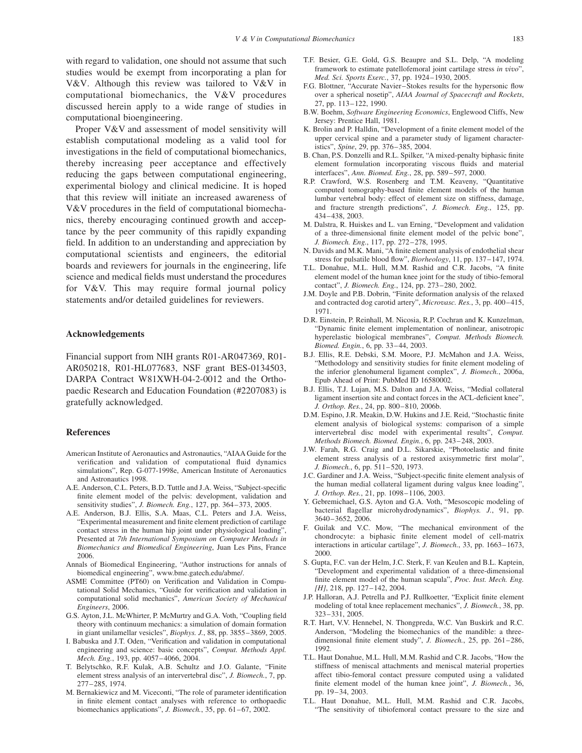with regard to validation, one should not assume that such studies would be exempt from incorporating a plan for V&V. Although this review was tailored to V&V in computational biomechanics, the V&V procedures discussed herein apply to a wide range of studies in computational bioengineering.

Proper V&V and assessment of model sensitivity will establish computational modeling as a valid tool for investigations in the field of computational biomechanics, thereby increasing peer acceptance and effectively reducing the gaps between computational engineering, experimental biology and clinical medicine. It is hoped that this review will initiate an increased awareness of V&V procedures in the field of computational biomechanics, thereby encouraging continued growth and acceptance by the peer community of this rapidly expanding field. In addition to an understanding and appreciation by computational scientists and engineers, the editorial boards and reviewers for journals in the engineering, life science and medical fields must understand the procedures for V&V. This may require formal journal policy statements and/or detailed guidelines for reviewers.

### Acknowledgements

Financial support from NIH grants R01-AR047369, R01-AR050218, R01-HL077683, NSF grant BES-0134503, DARPA Contract W81XWH-04-2-0012 and the Orthopaedic Research and Education Foundation (#2207083) is gratefully acknowledged.

### References

American Institute of Aeronautics and Astronautics, "AIAA Guide for the verification and validation of computational fluid dynamics simulations", Rep. G-077-1998e, American Institute of Aeronautics and Astronautics 1998.

A.E. Anderson, C.L. Peters, B.D. Tuttle and J.A. Weiss, "Subject-specific finite element model of the pelvis: development, validation and sensitivity studies", *J. Biomech. Eng.*, 127, pp. 364–373, 2005.

A.E. Anderson, B.J. Ellis, S.A. Maas, C.L. Peters and J.A. Weiss, "Experimental measurement and finite element prediction of cartilage contact stress in the human hip joint under physiological loading", Presented at *7th International Symposium on Computer Methods in Biomechanics and Biomedical Engineering*, Juan Les Pins, France 2006.

Annals of Biomedical Engineering, "Author instructions for annals of biomedical engineering", www.bme.gatech.edu/abme/.

ASME Committee (PT60) on Verification and Validation in Computational Solid Mechanics, "Guide for verification and validation in computational solid mechanics", *American Society of Mechanical Engineers*, 2006.

G.S. Ayton, J.L. McWhirter, P. McMurtry and G.A. Voth, "Coupling field theory with continuum mechanics: a simulation of domain formation in giant unilamellar vesicles", *Biophys. J.*, 88, pp. 3855–3869, 2005.

I. Babuska and J.T. Oden, "Verification and validation in computational engineering and science: basic concepts", *Comput. Methods Appl. Mech. Eng.*, 193, pp. 4057–4066, 2004.

T. Belytschko, R.F. Kulak, A.B. Schultz and J.O. Galante, "Finite element stress analysis of an intervertebral disc", *J. Biomech.*, 7, pp. 277–285, 1974.

M. Bernakiewicz and M. Viceconti, "The role of parameter identification in finite element contact analyses with reference to orthopaedic biomechanics applications", *J. Biomech.*, 35, pp. 61–67, 2002.

T.F. Besier, G.E. Gold, G.S. Beaupre and S.L. Delp, "A modeling framework to estimate patellofemoral joint cartilage stress *in vivo*", *Med. Sci. Sports Exerc.*, 37, pp. 1924–1930, 2005.

F.G. Blottner, "Accurate Navier–Stokes results for the hypersonic flow over a spherical nosetip", *AIAA Journal of Spacecraft and Rockets*, 27, pp. 113–122, 1990.

B.W. Boehm, *Software Engineering Economics*, Englewood Cliffs, New Jersey: Prentice Hall, 1981.

K. Brolin and P. Halldin, "Development of a finite element model of the upper cervical spine and a parameter study of ligament characteristics", *Spine*, 29, pp. 376–385, 2004.

B. Chan, P.S. Donzelli and R.L. Spilker, "A mixed-penalty biphasic finite element formulation incorporating viscous fluids and material interfaces", *Ann. Biomed. Eng.*, 28, pp. 589–597, 2000.

R.P. Crawford, W.S. Rosenberg and T.M. Keaveny, "Quantitative computed tomography-based finite element models of the human lumbar vertebral body: effect of element size on stiffness, damage, and fracture strength predictions", *J. Biomech. Eng.*, 125, pp. 434–438, 2003.

M. Dalstra, R. Huiskes and L. van Erning, "Development and validation of a three-dimensional finite element model of the pelvic bone", *J. Biomech. Eng.*, 117, pp. 272–278, 1995.

N. Davids and M.K. Mani, "A finite element analysis of endothelial shear stress for pulsatile blood flow", *Biorheology*, 11, pp. 137–147, 1974.

T.L. Donahue, M.L. Hull, M.M. Rashid and C.R. Jacobs, "A finite element model of the human knee joint for the study of tibio-femoral contact", *J. Biomech. Eng.*, 124, pp. 273–280, 2002.

J.M. Doyle and P.B. Dobrin, "Finite deformation analysis of the relaxed and contracted dog carotid artery", *Microvasc. Res.*, 3, pp. 400–415, 1971.

D.R. Einstein, P. Reinhall, M. Nicosia, R.P. Cochran and K. Kunzelman, "Dynamic finite element implementation of nonlinear, anisotropic hyperelastic biological membranes", *Comput. Methods Biomech. Biomed. Engin.*, 6, pp. 33–44, 2003.

B.J. Ellis, R.E. Debski, S.M. Moore, P.J. McMahon and J.A. Weiss, "Methodology and sensitivity studies for finite element modeling of the inferior glenohumeral ligament complex", *J. Biomech.*, 2006a, Epub Ahead of Print: PubMed ID 16580002.

B.J. Ellis, T.J. Lujan, M.S. Dalton and J.A. Weiss, "Medial collateral ligament insertion site and contact forces in the ACL-deficient knee", *J. Orthop. Res.*, 24, pp. 800–810, 2006b.

D.M. Espino, J.R. Meakin, D.W. Hukins and J.E. Reid, "Stochastic finite element analysis of biological systems: comparison of a simple intervertebral disc model with experimental results", *Comput. Methods Biomech. Biomed. Engin.*, 6, pp. 243–248, 2003.

J.W. Farah, R.G. Craig and D.L. Sikarskie, "Photoelastic and finite element stress analysis of a restored axisymmetric first molar", *J. Biomech.*, 6, pp. 511–520, 1973.

J.C. Gardiner and J.A. Weiss, "Subject-specific finite element analysis of the human medial collateral ligament during valgus knee loading", *J. Orthop. Res.*, 21, pp. 1098–1106, 2003.

Y. Gebremichael, G.S. Ayton and G.A. Voth, "Mesoscopic modeling of bacterial flagellar microhydrodynamics", *Biophys. J.*, 91, pp. 3640–3652, 2006.

F. Guilak and V.C. Mow, "The mechanical environment of the chondrocyte: a biphasic finite element model of cell-matrix interactions in articular cartilage", *J. Biomech.*, 33, pp. 1663–1673, 2000.

S. Gupta, F.C. van der Helm, J.C. Sterk, F. van Keulen and B.L. Kaptein, "Development and experimental validation of a three-dimensional finite element model of the human scapula", *Proc. Inst. Mech. Eng. [H]*, 218, pp. 127–142, 2004.

J.P. Halloran, A.J. Petrella and P.J. Rullkoetter, "Explicit finite element modeling of total knee replacement mechanics", *J. Biomech.*, 38, pp. 323–331, 2005.

R.T. Hart, V.V. Hennebel, N. Thongpreda, W.C. Van Buskirk and R.C. Anderson, "Modeling the biomechanics of the mandible: a three-dimensional finite element study", *J. Biomech.*, 25, pp. 261–286, 1992.

T.L. Haut Donahue, M.L. Hull, M.M. Rashid and C.R. Jacobs, "How the stiffness of meniscal attachments and meniscal material properties affect tibio-femoral contact pressure computed using a validated finite element model of the human knee joint", *J. Biomech.*, 36, pp. 19–34, 2003.

T.L. Haut Donahue, M.L. Hull, M.M. Rashid and C.R. Jacobs, "The sensitivity of tibiofemoral contact pressure to the size and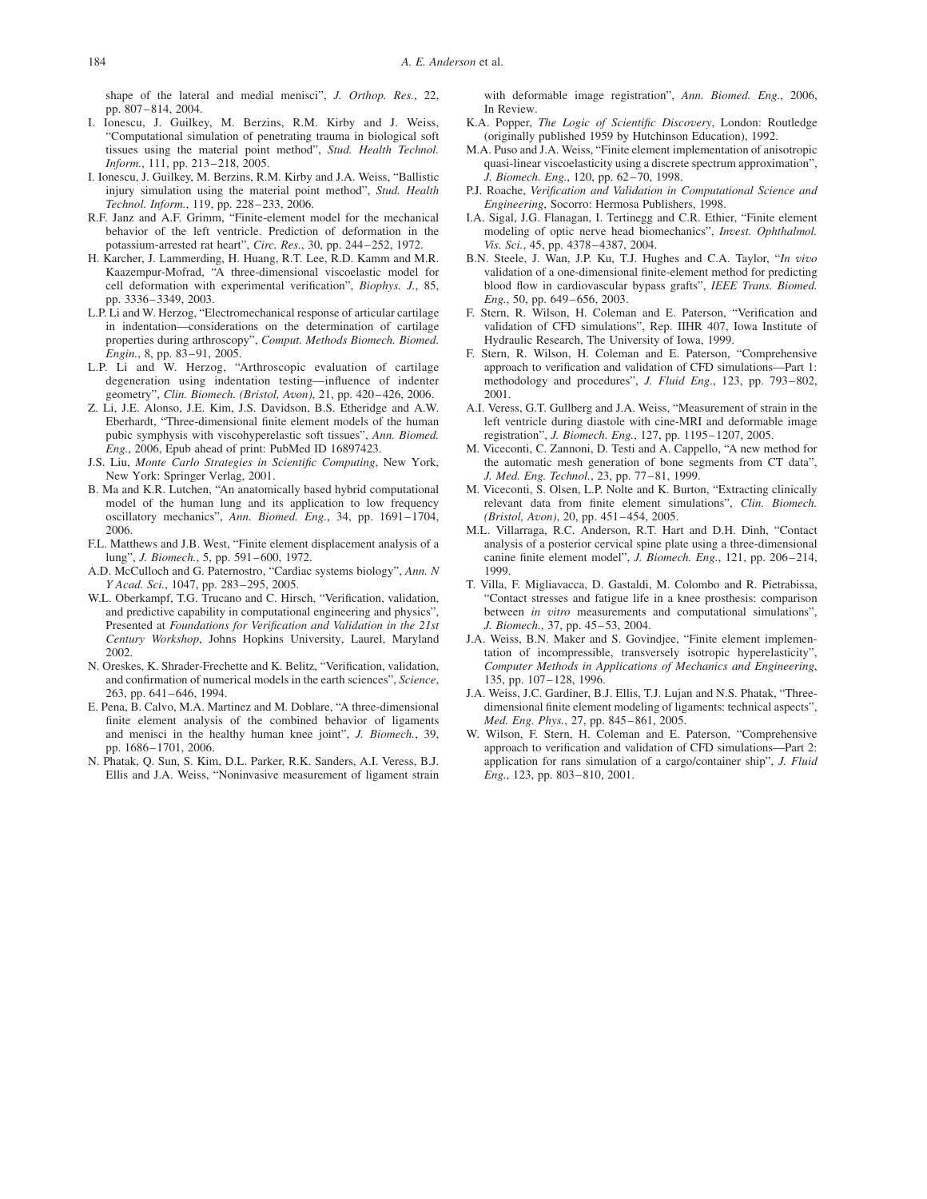shape of the lateral and medial menisci", *J. Orthop. Res.*, 22, pp. 807–814, 2004.

I. Ionescu, J. Guilkey, M. Berzins, R.M. Kirby and J. Weiss, "Computational simulation of penetrating trauma in biological soft tissues using the material point method", *Stud. Health Technol. Inform.*, 111, pp. 213–218, 2005.

I. Ionescu, J. Guilkey, M. Berzins, R.M. Kirby and J.A. Weiss, "Ballistic injury simulation using the material point method", *Stud. Health Technol. Inform.*, 119, pp. 228–233, 2006.

R.F. Janz and A.F. Grimm, "Finite-element model for the mechanical behavior of the left ventricle. Prediction of deformation in the potassium-arrested rat heart", *Circ. Res.*, 30, pp. 244–252, 1972.

H. Karcher, J. Lammerding, H. Huang, R.T. Lee, R.D. Kamm and M.R. Kaazempur-Mofrad, "A three-dimensional viscoelastic model for cell deformation with experimental verification", *Biophys. J.*, 85, pp. 3336–3349, 2003.

L.P. Li and W. Herzog, "Electromechanical response of articular cartilage in indentation—considerations on the determination of cartilage properties during arthroscopy", *Comput. Methods Biomech. Biomed. Engin.*, 8, pp. 83–91, 2005.

L.P. Li and W. Herzog, "Arthroscopic evaluation of cartilage degeneration using indentation testing—influence of indenter geometry", *Clin. Biomech. (Bristol, Avon)*, 21, pp. 420–426, 2006.

Z. Li, J.E. Alonso, J.E. Kim, J.S. Davidson, B.S. Etheridge and A.W. Eberhardt, "Three-dimensional finite element models of the human pubic symphysis with viscohyperelastic soft tissues", *Ann. Biomed. Eng.*, 2006, Epub ahead of print: PubMed ID 16897423.

J.S. Liu, *Monte Carlo Strategies in Scientific Computing*, New York, New York: Springer Verlag, 2001.

B. Ma and K.R. Lutchen, "An anatomically based hybrid computational model of the human lung and its application to low frequency oscillatory mechanics", *Ann. Biomed. Eng.*, 34, pp. 1691–1704, 2006.

F.L. Matthews and J.B. West, "Finite element displacement analysis of a lung", *J. Biomech.*, 5, pp. 591–600, 1972.

A.D. McCulloch and G. Paternostro, "Cardiac systems biology", *Ann. N Y Acad. Sci.*, 1047, pp. 283–295, 2005.

W.L. Oberkampf, T.G. Trucano and C. Hirsch, "Verification, validation, and predictive capability in computational engineering and physics", Presented at *Foundations for Verification and Validation in the 21st Century Workshop*, Johns Hopkins University, Laurel, Maryland 2002.

N. Oreskes, K. Shrader-Frechette and K. Belitz, "Verification, validation, and confirmation of numerical models in the earth sciences", *Science*, 263, pp. 641–646, 1994.

E. Pena, B. Calvo, M.A. Martinez and M. Doblare, "A three-dimensional finite element analysis of the combined behavior of ligaments and menisci in the healthy human knee joint", *J. Biomech.*, 39, pp. 1686–1701, 2006.

N. Phatak, Q. Sun, S. Kim, D.L. Parker, R.K. Sanders, A.I. Veress, B.J. Ellis and J.A. Weiss, "Noninvasive measurement of ligament strain with deformable image registration", *Ann. Biomed. Eng.*, 2006, In Review.

K.A. Popper, *The Logic of Scientific Discovery*, London: Routledge (originally published 1959 by Hutchinson Education), 1992.

M.A. Puso and J.A. Weiss, "Finite element implementation of anisotropic quasi-linear viscoelasticity using a discrete spectrum approximation", *J. Biomech. Eng.*, 120, pp. 62–70, 1998.

P.J. Roache, *Verification and Validation in Computational Science and Engineering*, Socorro: Hermosa Publishers, 1998.

I.A. Sigal, J.G. Flanagan, I. Tertinegg and C.R. Ethier, "Finite element modeling of optic nerve head biomechanics", *Invest. Ophthalmol. Vis. Sci.*, 45, pp. 4378–4387, 2004.

B.N. Steele, J. Wan, J.P. Ku, T.J. Hughes and C.A. Taylor, "*In vivo* validation of a one-dimensional finite-element method for predicting blood flow in cardiovascular bypass grafts", *IEEE Trans. Biomed. Eng.*, 50, pp. 649–656, 2003.

F. Stern, R. Wilson, H. Coleman and E. Paterson, "Verification and validation of CFD simulations", Rep. IIHR 407, Iowa Institute of Hydraulic Research, The University of Iowa, 1999.

F. Stern, R. Wilson, H. Coleman and E. Paterson, "Comprehensive approach to verification and validation of CFD simulations—Part 1: methodology and procedures", *J. Fluid Eng.*, 123, pp. 793–802, 2001.

A.I. Veress, G.T. Gullberg and J.A. Weiss, "Measurement of strain in the left ventricle during diastole with cine-MRI and deformable image registration", *J. Biomech. Eng.*, 127, pp. 1195–1207, 2005.

M. Viceconti, C. Zannoni, D. Testi and A. Cappello, "A new method for the automatic mesh generation of bone segments from CT data", *J. Med. Eng. Technol.*, 23, pp. 77–81, 1999.

M. Viceconti, S. Olsen, L.P. Nolte and K. Burton, "Extracting clinically relevant data from finite element simulations", *Clin. Biomech. (Bristol, Avon)*, 20, pp. 451–454, 2005.

M.L. Villarraga, R.C. Anderson, R.T. Hart and D.H. Dinh, "Contact analysis of a posterior cervical spine plate using a three-dimensional canine finite element model", *J. Biomech. Eng.*, 121, pp. 206–214, 1999.

T. Villa, F. Migliavacca, D. Gastaldi, M. Colombo and R. Pietrabissa, "Contact stresses and fatigue life in a knee prosthesis: comparison between *in vitro* measurements and computational simulations", *J. Biomech.*, 37, pp. 45–53, 2004.

J.A. Weiss, B.N. Maker and S. Govindjee, "Finite element implementation of incompressible, transversely isotropic hyperelasticity", *Computer Methods in Applications of Mechanics and Engineering*, 135, pp. 107–128, 1996.

J.A. Weiss, J.C. Gardiner, B.J. Ellis, T.J. Lujan and N.S. Phatak, "Three-dimensional finite element modeling of ligaments: technical aspects", *Med. Eng. Phys.*, 27, pp. 845–861, 2005.

W. Wilson, F. Stern, H. Coleman and E. Paterson, "Comprehensive approach to verification and validation of CFD simulations—Part 2: application for rans simulation of a cargo/container ship", *J. Fluid Eng.*, 123, pp. 803–810, 2001.